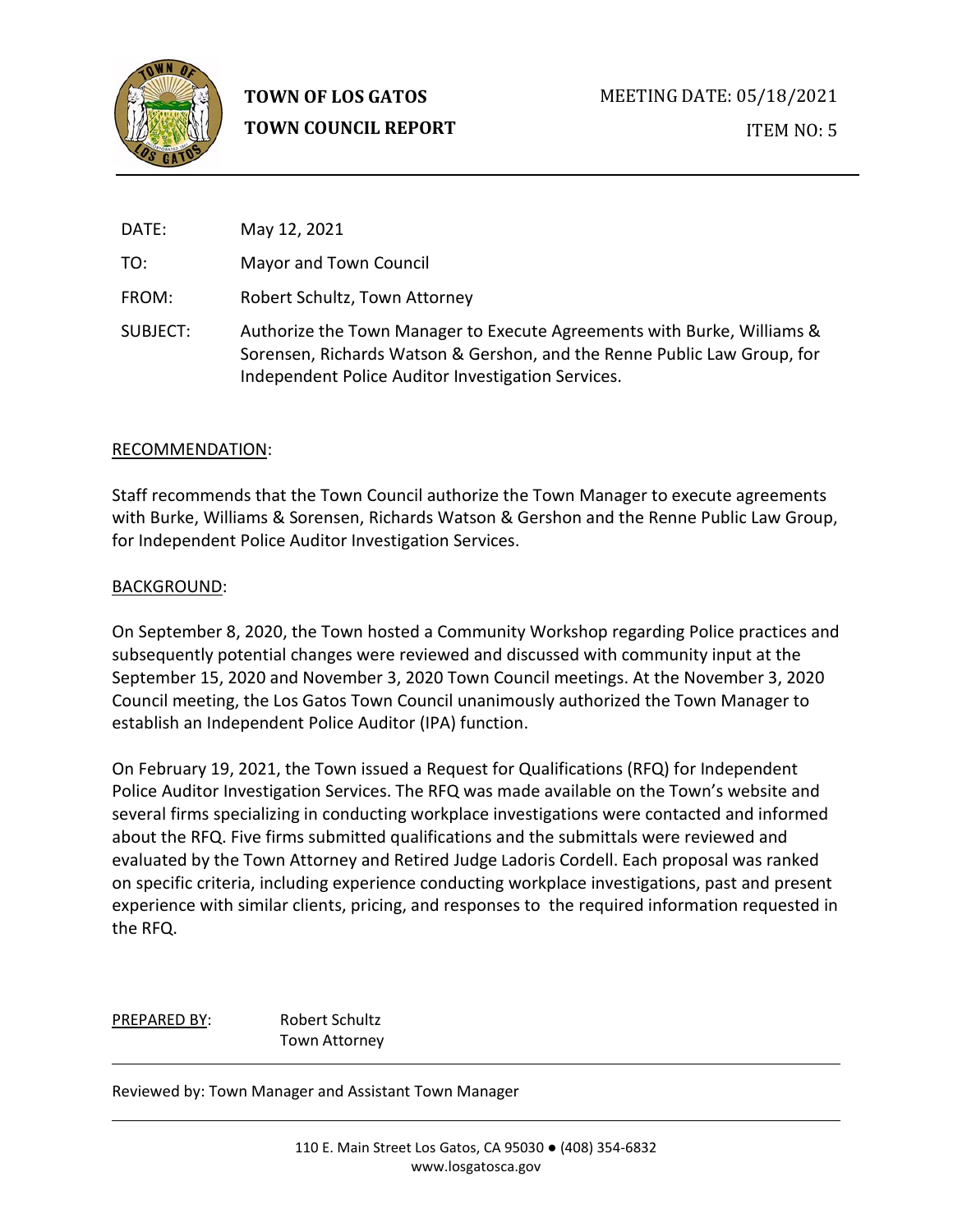# TOWN OF LOS GATOS
# TOWN COUNCIL REPORT

MEETING DATE: 05/18/2021

ITEM NO: 5

DATE: May 12, 2021

TO: Mayor and Town Council

FROM: Robert Schultz, Town Attorney

SUBJECT: Authorize the Town Manager to Execute Agreements with Burke, Williams & Sorensen, Richards Watson & Gershon, and the Renne Public Law Group, for Independent Police Auditor Investigation Services.

## RECOMMENDATION:

Staff recommends that the Town Council authorize the Town Manager to execute agreements with Burke, Williams & Sorensen, Richards Watson & Gershon and the Renne Public Law Group, for Independent Police Auditor Investigation Services.

## BACKGROUND:

On September 8, 2020, the Town hosted a Community Workshop regarding Police practices and subsequently potential changes were reviewed and discussed with community input at the September 15, 2020 and November 3, 2020 Town Council meetings. At the November 3, 2020 Council meeting, the Los Gatos Town Council unanimously authorized the Town Manager to establish an Independent Police Auditor (IPA) function.

On February 19, 2021, the Town issued a Request for Qualifications (RFQ) for Independent Police Auditor Investigation Services. The RFQ was made available on the Town's website and several firms specializing in conducting workplace investigations were contacted and informed about the RFQ. Five firms submitted qualifications and the submittals were reviewed and evaluated by the Town Attorney and Retired Judge Ladoris Cordell. Each proposal was ranked on specific criteria, including experience conducting workplace investigations, past and present experience with similar clients, pricing, and responses to the required information requested in the RFQ.

PREPARED BY: Robert Schultz
Town Attorney

Reviewed by: Town Manager and Assistant Town Manager

110 E. Main Street Los Gatos, CA 95030 ● (408) 354-6832
www.losgatosca.gov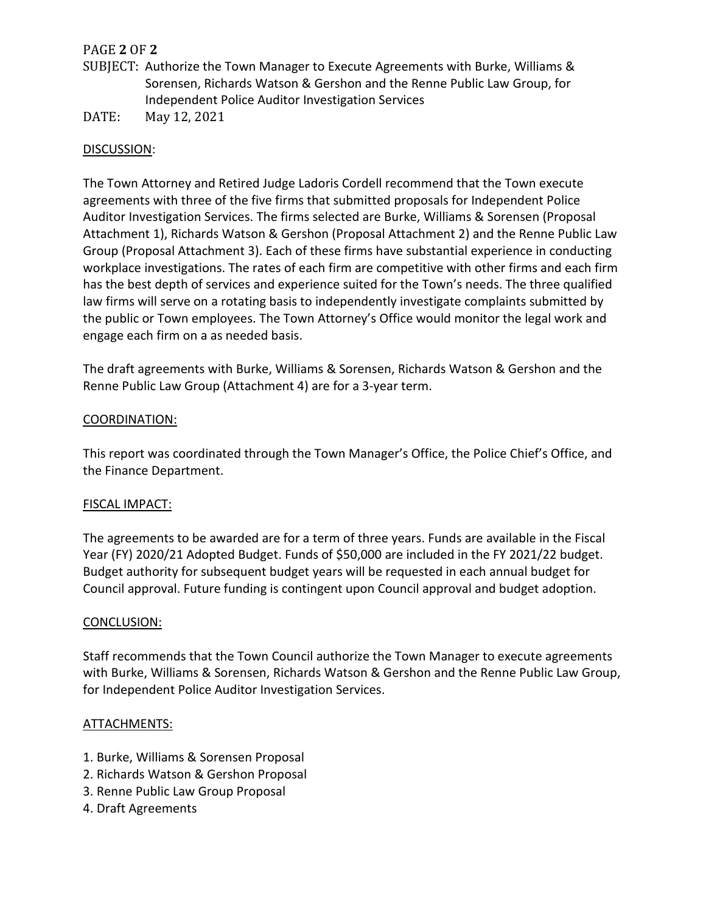SUBJECT: Authorize the Town Manager to Execute Agreements with Burke, Williams & Sorensen, Richards Watson & Gershon and the Renne Public Law Group, for Independent Police Auditor Investigation Services

DATE: May 12, 2021

## DISCUSSION:

The Town Attorney and Retired Judge Ladoris Cordell recommend that the Town execute agreements with three of the five firms that submitted proposals for Independent Police Auditor Investigation Services. The firms selected are Burke, Williams & Sorensen (Proposal Attachment 1), Richards Watson & Gershon (Proposal Attachment 2) and the Renne Public Law Group (Proposal Attachment 3). Each of these firms have substantial experience in conducting workplace investigations. The rates of each firm are competitive with other firms and each firm has the best depth of services and experience suited for the Town's needs. The three qualified law firms will serve on a rotating basis to independently investigate complaints submitted by the public or Town employees. The Town Attorney's Office would monitor the legal work and engage each firm on a as needed basis.

The draft agreements with Burke, Williams & Sorensen, Richards Watson & Gershon and the Renne Public Law Group (Attachment 4) are for a 3-year term.

## COORDINATION:

This report was coordinated through the Town Manager's Office, the Police Chief's Office, and the Finance Department.

## FISCAL IMPACT:

The agreements to be awarded are for a term of three years. Funds are available in the Fiscal Year (FY) 2020/21 Adopted Budget. Funds of $50,000 are included in the FY 2021/22 budget. Budget authority for subsequent budget years will be requested in each annual budget for Council approval. Future funding is contingent upon Council approval and budget adoption.

## CONCLUSION:

Staff recommends that the Town Council authorize the Town Manager to execute agreements with Burke, Williams & Sorensen, Richards Watson & Gershon and the Renne Public Law Group, for Independent Police Auditor Investigation Services.

## ATTACHMENTS:

1. Burke, Williams & Sorensen Proposal
2. Richards Watson & Gershon Proposal
3. Renne Public Law Group Proposal
4. Draft Agreements